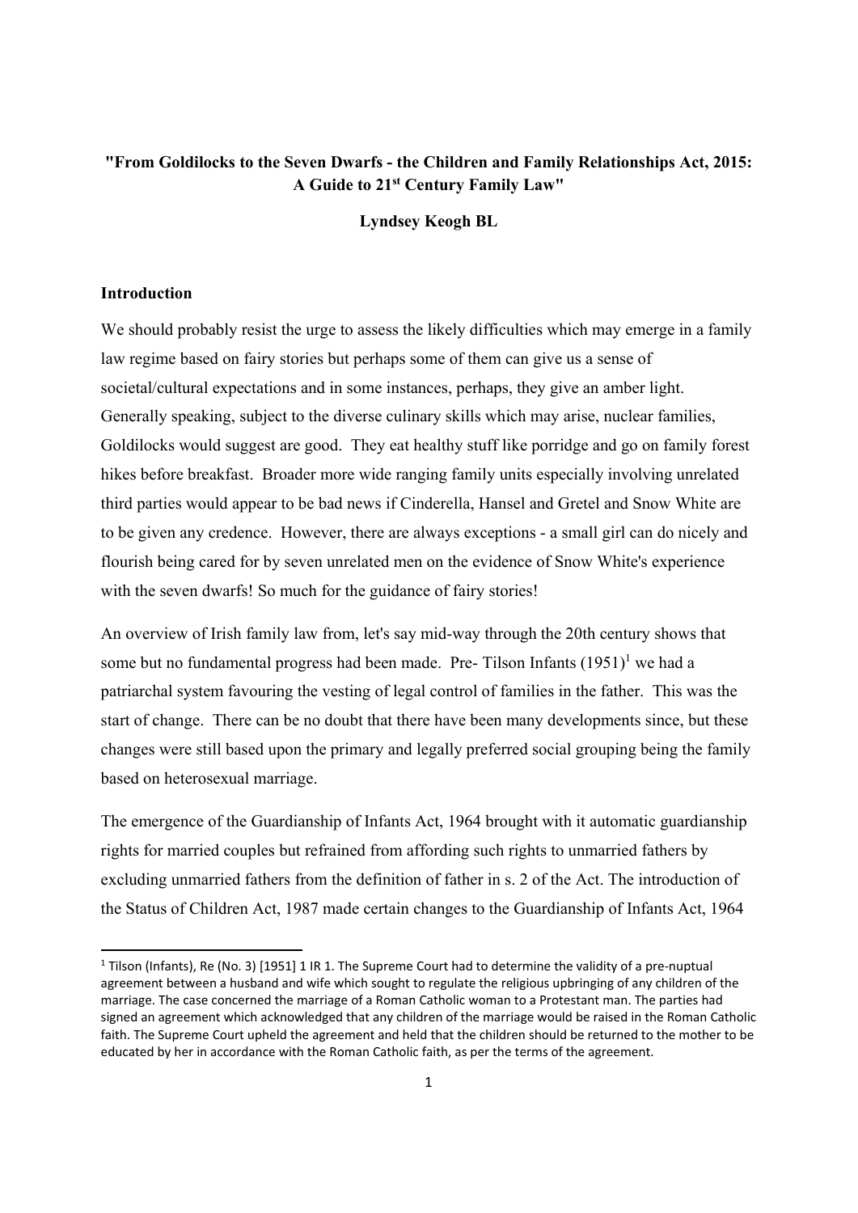**"From Goldilocks to the Seven Dwarfs - the Children and Family Relationships Act, 2015: A Guide to 21st Century Family Law"**

**Lyndsey Keogh BL**

## Introduction

We should probably resist the urge to assess the likely difficulties which may emerge in a family law regime based on fairy stories but perhaps some of them can give us a sense of societal/cultural expectations and in some instances, perhaps, they give an amber light. Generally speaking, subject to the diverse culinary skills which may arise, nuclear families, Goldilocks would suggest are good. They eat healthy stuff like porridge and go on family forest hikes before breakfast. Broader more wide ranging family units especially involving unrelated third parties would appear to be bad news if Cinderella, Hansel and Gretel and Snow White are to be given any credence. However, there are always exceptions - a small girl can do nicely and flourish being cared for by seven unrelated men on the evidence of Snow White's experience with the seven dwarfs! So much for the guidance of fairy stories!

An overview of Irish family law from, let's say mid-way through the 20th century shows that some but no fundamental progress had been made. Pre- Tilson Infants (1951)[1] we had a patriarchal system favouring the vesting of legal control of families in the father. This was the start of change. There can be no doubt that there have been many developments since, but these changes were still based upon the primary and legally preferred social grouping being the family based on heterosexual marriage.

The emergence of the Guardianship of Infants Act, 1964 brought with it automatic guardianship rights for married couples but refrained from affording such rights to unmarried fathers by excluding unmarried fathers from the definition of father in s. 2 of the Act. The introduction of the Status of Children Act, 1987 made certain changes to the Guardianship of Infants Act, 1964

---

[1] Tilson (Infants), Re (No. 3) [1951] 1 IR 1. The Supreme Court had to determine the validity of a pre-nuptual agreement between a husband and wife which sought to regulate the religious upbringing of any children of the marriage. The case concerned the marriage of a Roman Catholic woman to a Protestant man. The parties had signed an agreement which acknowledged that any children of the marriage would be raised in the Roman Catholic faith. The Supreme Court upheld the agreement and held that the children should be returned to the mother to be educated by her in accordance with the Roman Catholic faith, as per the terms of the agreement.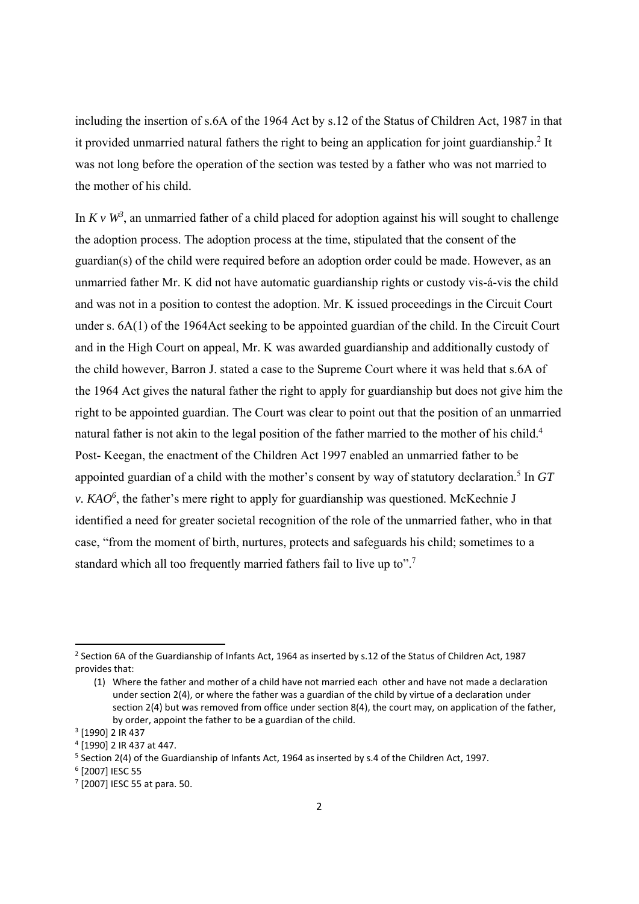including the insertion of s.6A of the 1964 Act by s.12 of the Status of Children Act, 1987 in that it provided unmarried natural fathers the right to being an application for joint guardianship.[2] It was not long before the operation of the section was tested by a father who was not married to the mother of his child.

In *K v W*[3], an unmarried father of a child placed for adoption against his will sought to challenge the adoption process. The adoption process at the time, stipulated that the consent of the guardian(s) of the child were required before an adoption order could be made. However, as an unmarried father Mr. K did not have automatic guardianship rights or custody vis-á-vis the child and was not in a position to contest the adoption. Mr. K issued proceedings in the Circuit Court under s. 6A(1) of the 1964Act seeking to be appointed guardian of the child. In the Circuit Court and in the High Court on appeal, Mr. K was awarded guardianship and additionally custody of the child however, Barron J. stated a case to the Supreme Court where it was held that s.6A of the 1964 Act gives the natural father the right to apply for guardianship but does not give him the right to be appointed guardian. The Court was clear to point out that the position of an unmarried natural father is not akin to the legal position of the father married to the mother of his child.[4] Post- Keegan, the enactment of the Children Act 1997 enabled an unmarried father to be appointed guardian of a child with the mother's consent by way of statutory declaration.[5] In *GT v. KAO*[6], the father's mere right to apply for guardianship was questioned. McKechnie J identified a need for greater societal recognition of the role of the unmarried father, who in that case, "from the moment of birth, nurtures, protects and safeguards his child; sometimes to a standard which all too frequently married fathers fail to live up to".[7]

---

[2] Section 6A of the Guardianship of Infants Act, 1964 as inserted by s.12 of the Status of Children Act, 1987 provides that:

(1) Where the father and mother of a child have not married each other and have not made a declaration under section 2(4), or where the father was a guardian of the child by virtue of a declaration under section 2(4) but was removed from office under section 8(4), the court may, on application of the father, by order, appoint the father to be a guardian of the child.

[3] [1990] 2 IR 437

[4] [1990] 2 IR 437 at 447.

[5] Section 2(4) of the Guardianship of Infants Act, 1964 as inserted by s.4 of the Children Act, 1997.

[6] [2007] IESC 55

[7] [2007] IESC 55 at para. 50.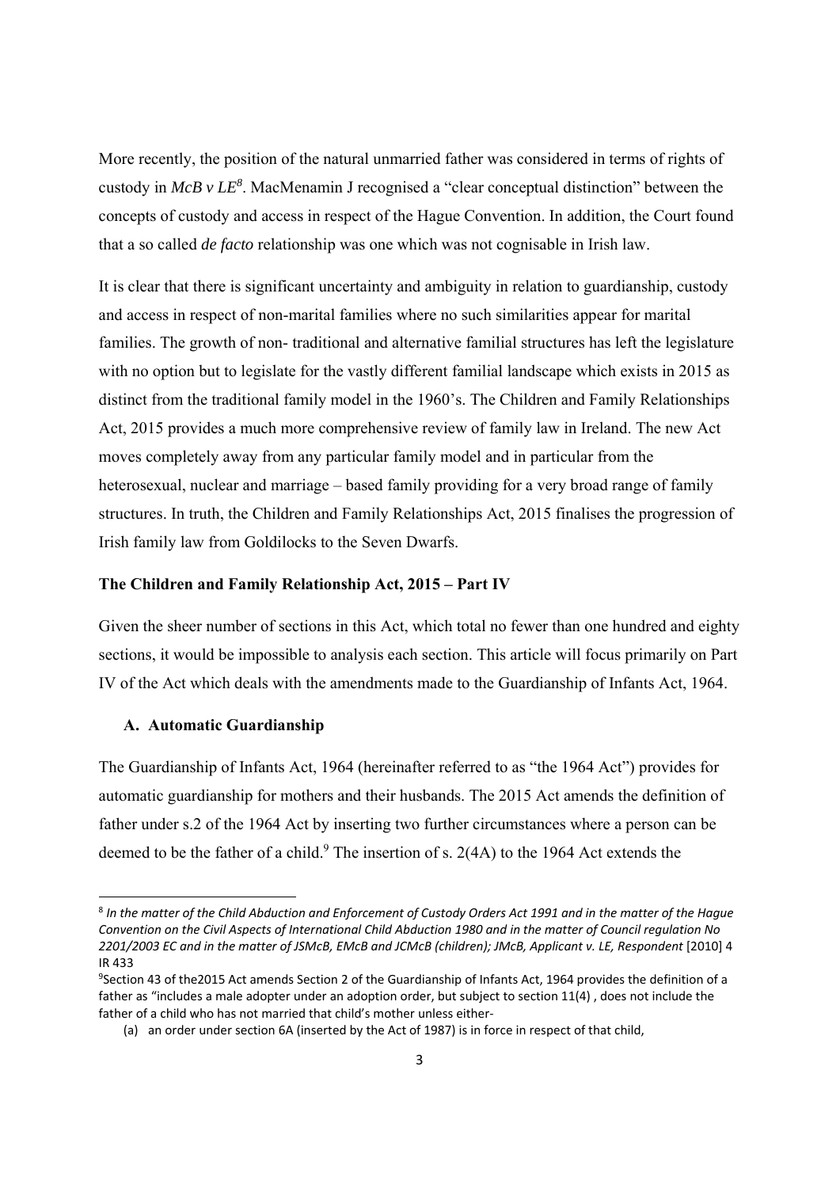More recently, the position of the natural unmarried father was considered in terms of rights of custody in *McB v LE*[8]. MacMenamin J recognised a "clear conceptual distinction" between the concepts of custody and access in respect of the Hague Convention. In addition, the Court found that a so called *de facto* relationship was one which was not cognisable in Irish law.

It is clear that there is significant uncertainty and ambiguity in relation to guardianship, custody and access in respect of non-marital families where no such similarities appear for marital families. The growth of non- traditional and alternative familial structures has left the legislature with no option but to legislate for the vastly different familial landscape which exists in 2015 as distinct from the traditional family model in the 1960's. The Children and Family Relationships Act, 2015 provides a much more comprehensive review of family law in Ireland. The new Act moves completely away from any particular family model and in particular from the heterosexual, nuclear and marriage – based family providing for a very broad range of family structures. In truth, the Children and Family Relationships Act, 2015 finalises the progression of Irish family law from Goldilocks to the Seven Dwarfs.

**The Children and Family Relationship Act, 2015 – Part IV**

Given the sheer number of sections in this Act, which total no fewer than one hundred and eighty sections, it would be impossible to analysis each section. This article will focus primarily on Part IV of the Act which deals with the amendments made to the Guardianship of Infants Act, 1964.

**A. Automatic Guardianship**

The Guardianship of Infants Act, 1964 (hereinafter referred to as "the 1964 Act") provides for automatic guardianship for mothers and their husbands. The 2015 Act amends the definition of father under s.2 of the 1964 Act by inserting two further circumstances where a person can be deemed to be the father of a child.[9] The insertion of s. 2(4A) to the 1964 Act extends the

---

[8] *In the matter of the Child Abduction and Enforcement of Custody Orders Act 1991 and in the matter of the Hague Convention on the Civil Aspects of International Child Abduction 1980 and in the matter of Council regulation No 2201/2003 EC and in the matter of JSMcB, EMcB and JCMcB (children); JMcB, Applicant v. LE, Respondent* [2010] 4 IR 433

[9] Section 43 of the2015 Act amends Section 2 of the Guardianship of Infants Act, 1964 provides the definition of a father as "includes a male adopter under an adoption order, but subject to section 11(4) , does not include the father of a child who has not married that child's mother unless either-

(a) an order under section 6A (inserted by the Act of 1987) is in force in respect of that child,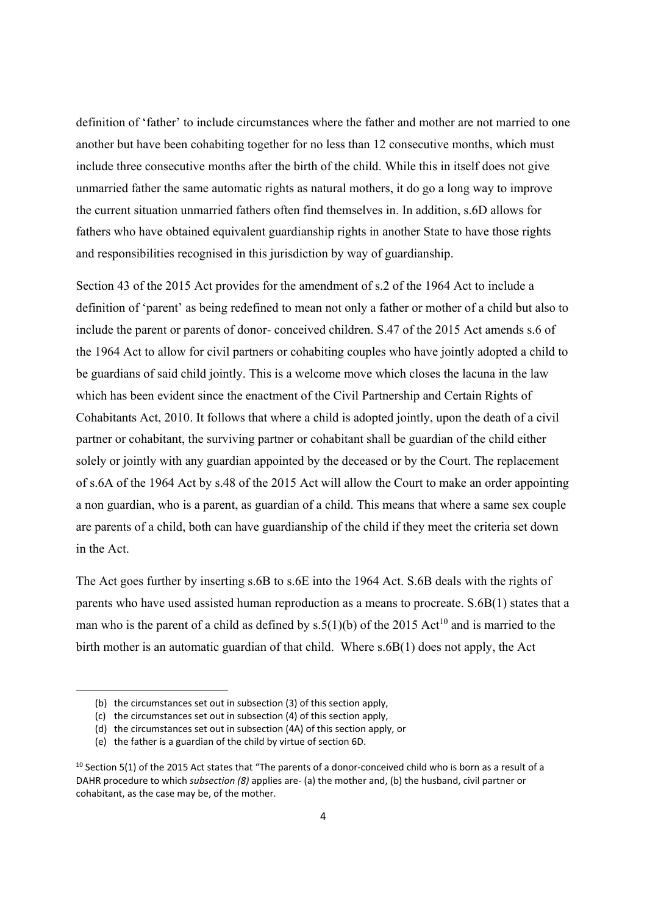definition of 'father' to include circumstances where the father and mother are not married to one another but have been cohabiting together for no less than 12 consecutive months, which must include three consecutive months after the birth of the child. While this in itself does not give unmarried father the same automatic rights as natural mothers, it do go a long way to improve the current situation unmarried fathers often find themselves in. In addition, s.6D allows for fathers who have obtained equivalent guardianship rights in another State to have those rights and responsibilities recognised in this jurisdiction by way of guardianship.

Section 43 of the 2015 Act provides for the amendment of s.2 of the 1964 Act to include a definition of 'parent' as being redefined to mean not only a father or mother of a child but also to include the parent or parents of donor- conceived children. S.47 of the 2015 Act amends s.6 of the 1964 Act to allow for civil partners or cohabiting couples who have jointly adopted a child to be guardians of said child jointly. This is a welcome move which closes the lacuna in the law which has been evident since the enactment of the Civil Partnership and Certain Rights of Cohabitants Act, 2010. It follows that where a child is adopted jointly, upon the death of a civil partner or cohabitant, the surviving partner or cohabitant shall be guardian of the child either solely or jointly with any guardian appointed by the deceased or by the Court. The replacement of s.6A of the 1964 Act by s.48 of the 2015 Act will allow the Court to make an order appointing a non guardian, who is a parent, as guardian of a child. This means that where a same sex couple are parents of a child, both can have guardianship of the child if they meet the criteria set down in the Act.

The Act goes further by inserting s.6B to s.6E into the 1964 Act. S.6B deals with the rights of parents who have used assisted human reproduction as a means to procreate. S.6B(1) states that a man who is the parent of a child as defined by s.5(1)(b) of the 2015 Act[10] and is married to the birth mother is an automatic guardian of that child. Where s.6B(1) does not apply, the Act

---

(b) the circumstances set out in subsection (3) of this section apply,
(c) the circumstances set out in subsection (4) of this section apply,
(d) the circumstances set out in subsection (4A) of this section apply, or
(e) the father is a guardian of the child by virtue of section 6D.

[10] Section 5(1) of the 2015 Act states that "The parents of a donor-conceived child who is born as a result of a DAHR procedure to which *subsection (8)* applies are- (a) the mother and, (b) the husband, civil partner or cohabitant, as the case may be, of the mother.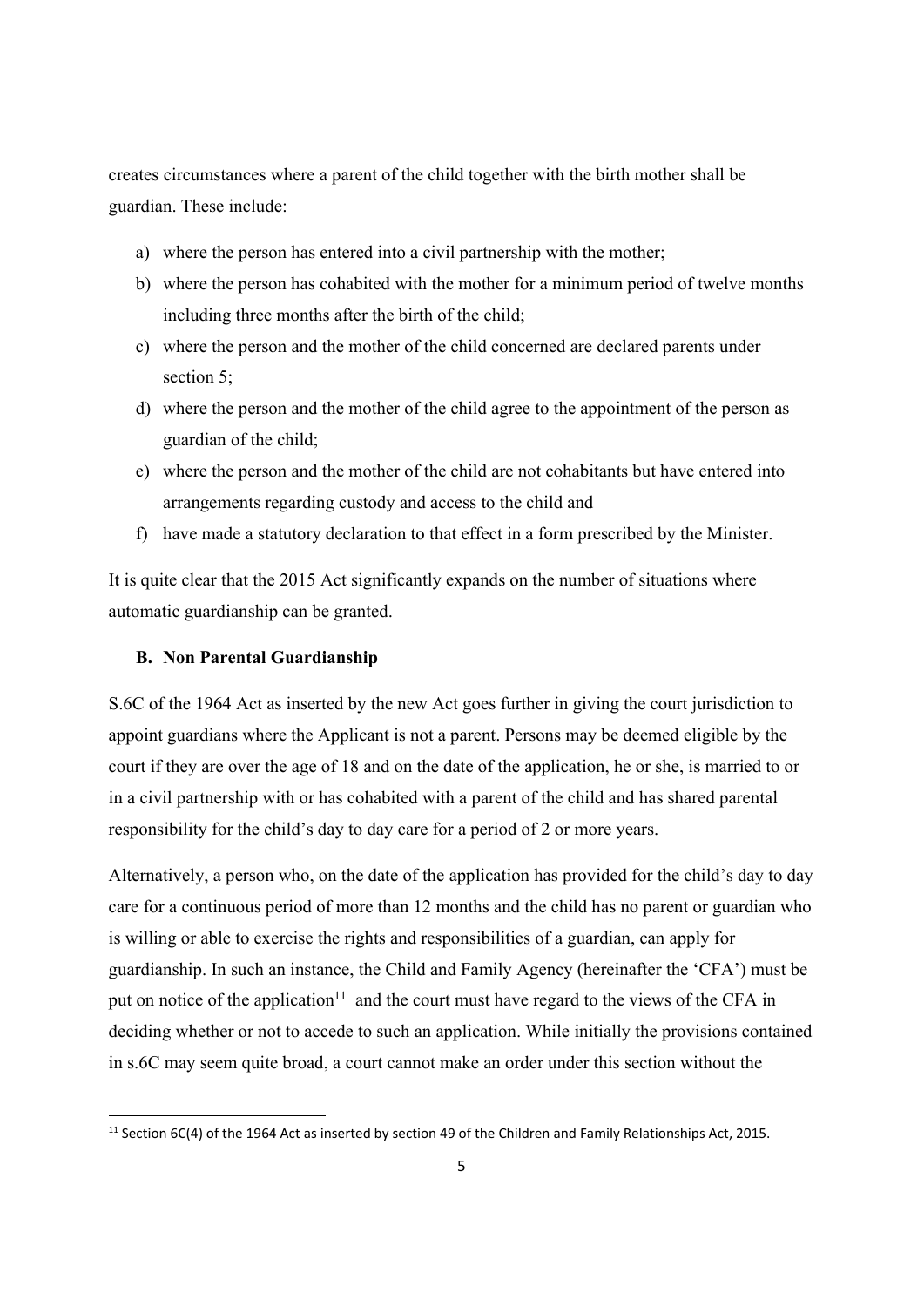creates circumstances where a parent of the child together with the birth mother shall be guardian. These include:

a) where the person has entered into a civil partnership with the mother;
b) where the person has cohabited with the mother for a minimum period of twelve months including three months after the birth of the child;
c) where the person and the mother of the child concerned are declared parents under section 5;
d) where the person and the mother of the child agree to the appointment of the person as guardian of the child;
e) where the person and the mother of the child are not cohabitants but have entered into arrangements regarding custody and access to the child and
f) have made a statutory declaration to that effect in a form prescribed by the Minister.

It is quite clear that the 2015 Act significantly expands on the number of situations where automatic guardianship can be granted.

### B. Non Parental Guardianship

S.6C of the 1964 Act as inserted by the new Act goes further in giving the court jurisdiction to appoint guardians where the Applicant is not a parent. Persons may be deemed eligible by the court if they are over the age of 18 and on the date of the application, he or she, is married to or in a civil partnership with or has cohabited with a parent of the child and has shared parental responsibility for the child's day to day care for a period of 2 or more years.

Alternatively, a person who, on the date of the application has provided for the child's day to day care for a continuous period of more than 12 months and the child has no parent or guardian who is willing or able to exercise the rights and responsibilities of a guardian, can apply for guardianship. In such an instance, the Child and Family Agency (hereinafter the 'CFA') must be put on notice of the application[11] and the court must have regard to the views of the CFA in deciding whether or not to accede to such an application. While initially the provisions contained in s.6C may seem quite broad, a court cannot make an order under this section without the

[11] Section 6C(4) of the 1964 Act as inserted by section 49 of the Children and Family Relationships Act, 2015.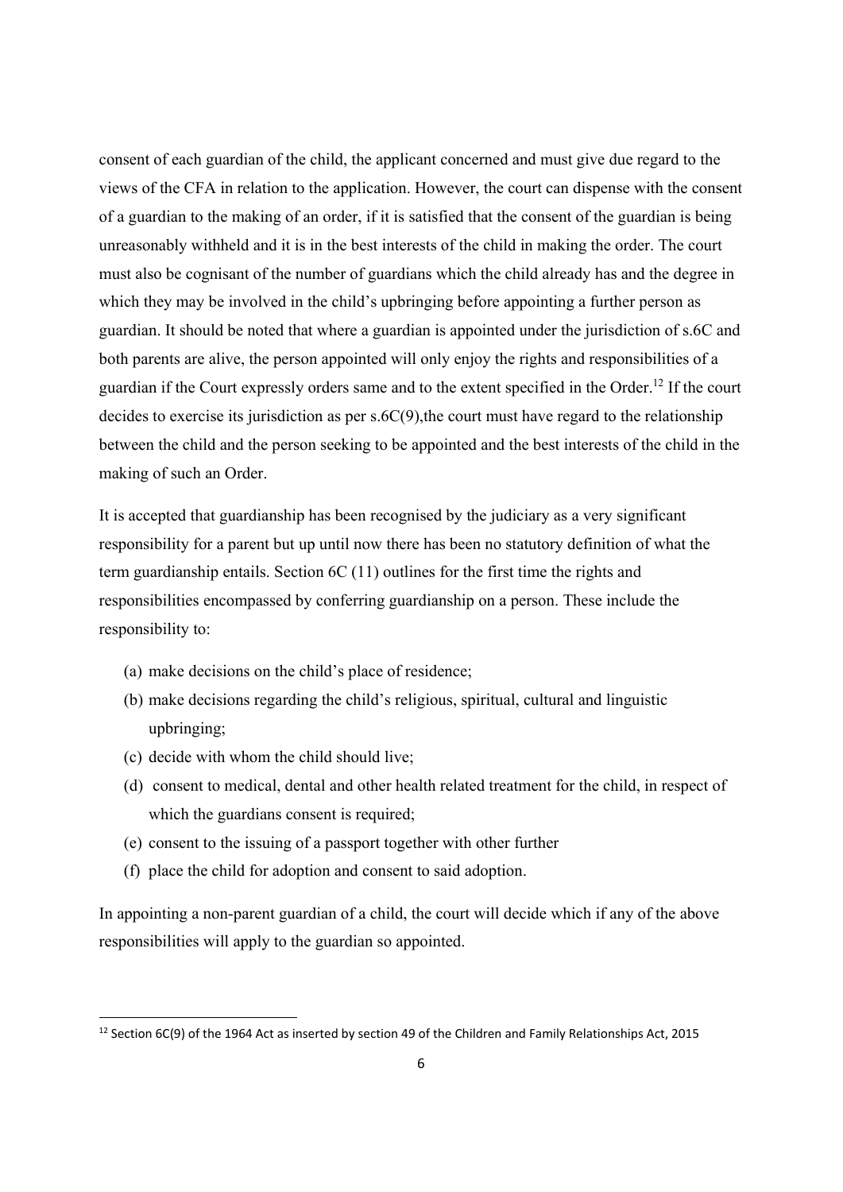consent of each guardian of the child, the applicant concerned and must give due regard to the views of the CFA in relation to the application. However, the court can dispense with the consent of a guardian to the making of an order, if it is satisfied that the consent of the guardian is being unreasonably withheld and it is in the best interests of the child in making the order. The court must also be cognisant of the number of guardians which the child already has and the degree in which they may be involved in the child's upbringing before appointing a further person as guardian. It should be noted that where a guardian is appointed under the jurisdiction of s.6C and both parents are alive, the person appointed will only enjoy the rights and responsibilities of a guardian if the Court expressly orders same and to the extent specified in the Order.[12] If the court decides to exercise its jurisdiction as per s.6C(9),the court must have regard to the relationship between the child and the person seeking to be appointed and the best interests of the child in the making of such an Order.

It is accepted that guardianship has been recognised by the judiciary as a very significant responsibility for a parent but up until now there has been no statutory definition of what the term guardianship entails. Section 6C (11) outlines for the first time the rights and responsibilities encompassed by conferring guardianship on a person. These include the responsibility to:

(a) make decisions on the child's place of residence;
(b) make decisions regarding the child's religious, spiritual, cultural and linguistic upbringing;
(c) decide with whom the child should live;
(d) consent to medical, dental and other health related treatment for the child, in respect of which the guardians consent is required;
(e) consent to the issuing of a passport together with other further
(f) place the child for adoption and consent to said adoption.

In appointing a non-parent guardian of a child, the court will decide which if any of the above responsibilities will apply to the guardian so appointed.

[12] Section 6C(9) of the 1964 Act as inserted by section 49 of the Children and Family Relationships Act, 2015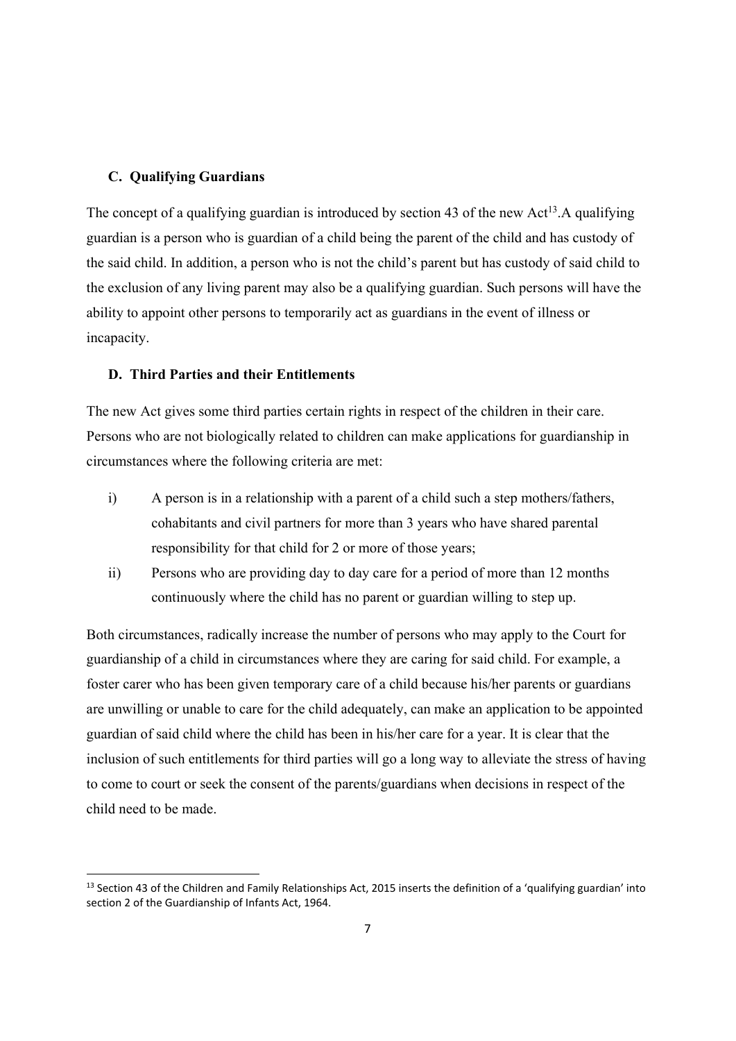### C. Qualifying Guardians

The concept of a qualifying guardian is introduced by section 43 of the new Act[13].A qualifying guardian is a person who is guardian of a child being the parent of the child and has custody of the said child. In addition, a person who is not the child's parent but has custody of said child to the exclusion of any living parent may also be a qualifying guardian. Such persons will have the ability to appoint other persons to temporarily act as guardians in the event of illness or incapacity.

### D. Third Parties and their Entitlements

The new Act gives some third parties certain rights in respect of the children in their care. Persons who are not biologically related to children can make applications for guardianship in circumstances where the following criteria are met:

i) A person is in a relationship with a parent of a child such a step mothers/fathers, cohabitants and civil partners for more than 3 years who have shared parental responsibility for that child for 2 or more of those years;

ii) Persons who are providing day to day care for a period of more than 12 months continuously where the child has no parent or guardian willing to step up.

Both circumstances, radically increase the number of persons who may apply to the Court for guardianship of a child in circumstances where they are caring for said child. For example, a foster carer who has been given temporary care of a child because his/her parents or guardians are unwilling or unable to care for the child adequately, can make an application to be appointed guardian of said child where the child has been in his/her care for a year. It is clear that the inclusion of such entitlements for third parties will go a long way to alleviate the stress of having to come to court or seek the consent of the parents/guardians when decisions in respect of the child need to be made.

---

[13] Section 43 of the Children and Family Relationships Act, 2015 inserts the definition of a 'qualifying guardian' into section 2 of the Guardianship of Infants Act, 1964.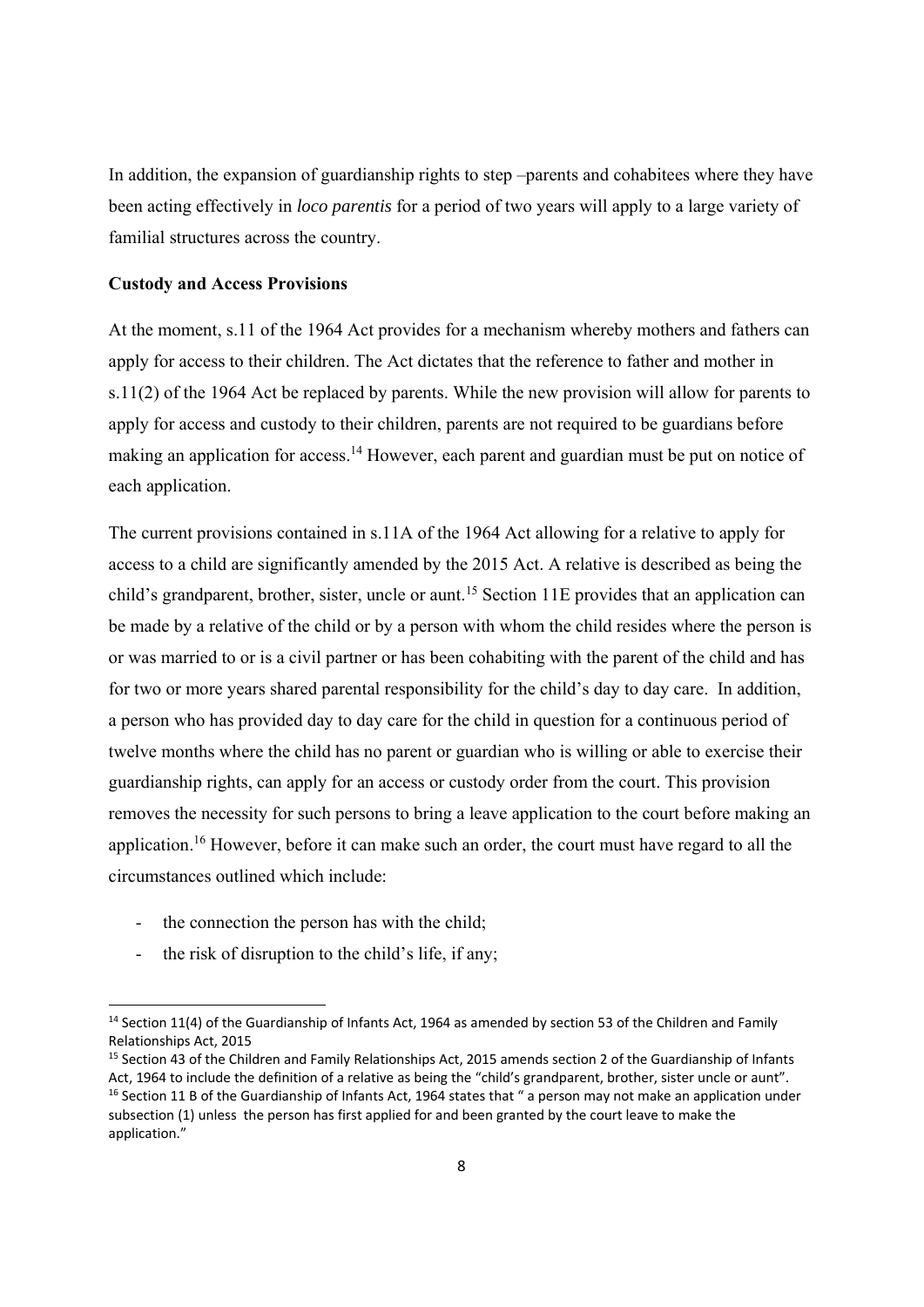In addition, the expansion of guardianship rights to step –parents and cohabitees where they have been acting effectively in *loco parentis* for a period of two years will apply to a large variety of familial structures across the country.

**Custody and Access Provisions**

At the moment, s.11 of the 1964 Act provides for a mechanism whereby mothers and fathers can apply for access to their children. The Act dictates that the reference to father and mother in s.11(2) of the 1964 Act be replaced by parents. While the new provision will allow for parents to apply for access and custody to their children, parents are not required to be guardians before making an application for access.[14] However, each parent and guardian must be put on notice of each application.

The current provisions contained in s.11A of the 1964 Act allowing for a relative to apply for access to a child are significantly amended by the 2015 Act. A relative is described as being the child's grandparent, brother, sister, uncle or aunt.[15] Section 11E provides that an application can be made by a relative of the child or by a person with whom the child resides where the person is or was married to or is a civil partner or has been cohabiting with the parent of the child and has for two or more years shared parental responsibility for the child's day to day care. In addition, a person who has provided day to day care for the child in question for a continuous period of twelve months where the child has no parent or guardian who is willing or able to exercise their guardianship rights, can apply for an access or custody order from the court. This provision removes the necessity for such persons to bring a leave application to the court before making an application.[16] However, before it can make such an order, the court must have regard to all the circumstances outlined which include:

- the connection the person has with the child;
- the risk of disruption to the child's life, if any;

[14] Section 11(4) of the Guardianship of Infants Act, 1964 as amended by section 53 of the Children and Family Relationships Act, 2015

[15] Section 43 of the Children and Family Relationships Act, 2015 amends section 2 of the Guardianship of Infants Act, 1964 to include the definition of a relative as being the "child's grandparent, brother, sister uncle or aunt".

[16] Section 11 B of the Guardianship of Infants Act, 1964 states that " a person may not make an application under subsection (1) unless the person has first applied for and been granted by the court leave to make the application."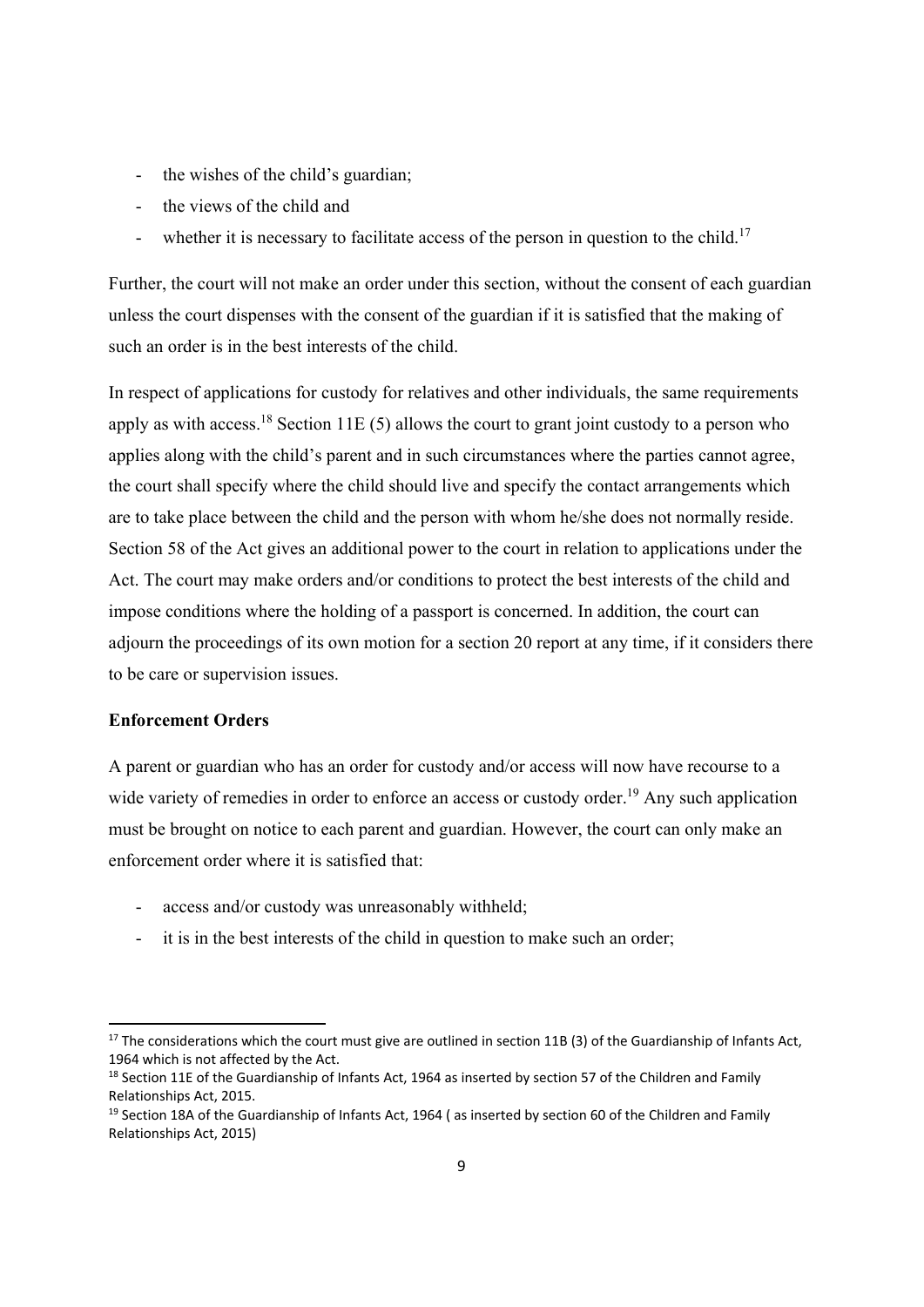- the wishes of the child's guardian;
- the views of the child and
- whether it is necessary to facilitate access of the person in question to the child.[17]

Further, the court will not make an order under this section, without the consent of each guardian unless the court dispenses with the consent of the guardian if it is satisfied that the making of such an order is in the best interests of the child.

In respect of applications for custody for relatives and other individuals, the same requirements apply as with access.[18] Section 11E (5) allows the court to grant joint custody to a person who applies along with the child's parent and in such circumstances where the parties cannot agree, the court shall specify where the child should live and specify the contact arrangements which are to take place between the child and the person with whom he/she does not normally reside. Section 58 of the Act gives an additional power to the court in relation to applications under the Act. The court may make orders and/or conditions to protect the best interests of the child and impose conditions where the holding of a passport is concerned. In addition, the court can adjourn the proceedings of its own motion for a section 20 report at any time, if it considers there to be care or supervision issues.

**Enforcement Orders**

A parent or guardian who has an order for custody and/or access will now have recourse to a wide variety of remedies in order to enforce an access or custody order.[19] Any such application must be brought on notice to each parent and guardian. However, the court can only make an enforcement order where it is satisfied that:

- access and/or custody was unreasonably withheld;
- it is in the best interests of the child in question to make such an order;

---

[17] The considerations which the court must give are outlined in section 11B (3) of the Guardianship of Infants Act, 1964 which is not affected by the Act.

[18] Section 11E of the Guardianship of Infants Act, 1964 as inserted by section 57 of the Children and Family Relationships Act, 2015.

[19] Section 18A of the Guardianship of Infants Act, 1964 ( as inserted by section 60 of the Children and Family Relationships Act, 2015)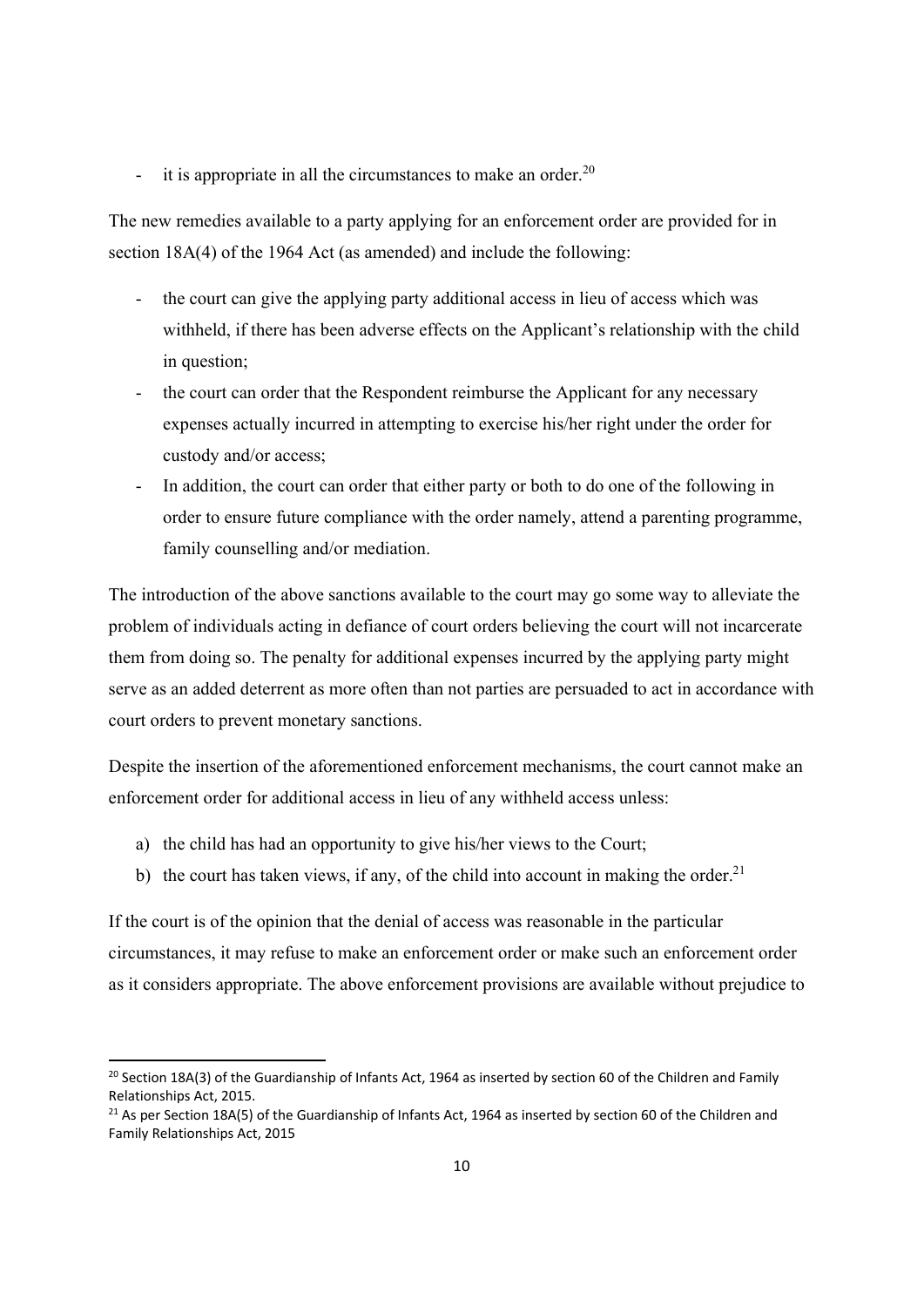- it is appropriate in all the circumstances to make an order.[20]

The new remedies available to a party applying for an enforcement order are provided for in section 18A(4) of the 1964 Act (as amended) and include the following:

- the court can give the applying party additional access in lieu of access which was withheld, if there has been adverse effects on the Applicant's relationship with the child in question;
- the court can order that the Respondent reimburse the Applicant for any necessary expenses actually incurred in attempting to exercise his/her right under the order for custody and/or access;
- In addition, the court can order that either party or both to do one of the following in order to ensure future compliance with the order namely, attend a parenting programme, family counselling and/or mediation.

The introduction of the above sanctions available to the court may go some way to alleviate the problem of individuals acting in defiance of court orders believing the court will not incarcerate them from doing so. The penalty for additional expenses incurred by the applying party might serve as an added deterrent as more often than not parties are persuaded to act in accordance with court orders to prevent monetary sanctions.

Despite the insertion of the aforementioned enforcement mechanisms, the court cannot make an enforcement order for additional access in lieu of any withheld access unless:

a) the child has had an opportunity to give his/her views to the Court;
b) the court has taken views, if any, of the child into account in making the order.[21]

If the court is of the opinion that the denial of access was reasonable in the particular circumstances, it may refuse to make an enforcement order or make such an enforcement order as it considers appropriate. The above enforcement provisions are available without prejudice to

---

[20] Section 18A(3) of the Guardianship of Infants Act, 1964 as inserted by section 60 of the Children and Family Relationships Act, 2015.

[21] As per Section 18A(5) of the Guardianship of Infants Act, 1964 as inserted by section 60 of the Children and Family Relationships Act, 2015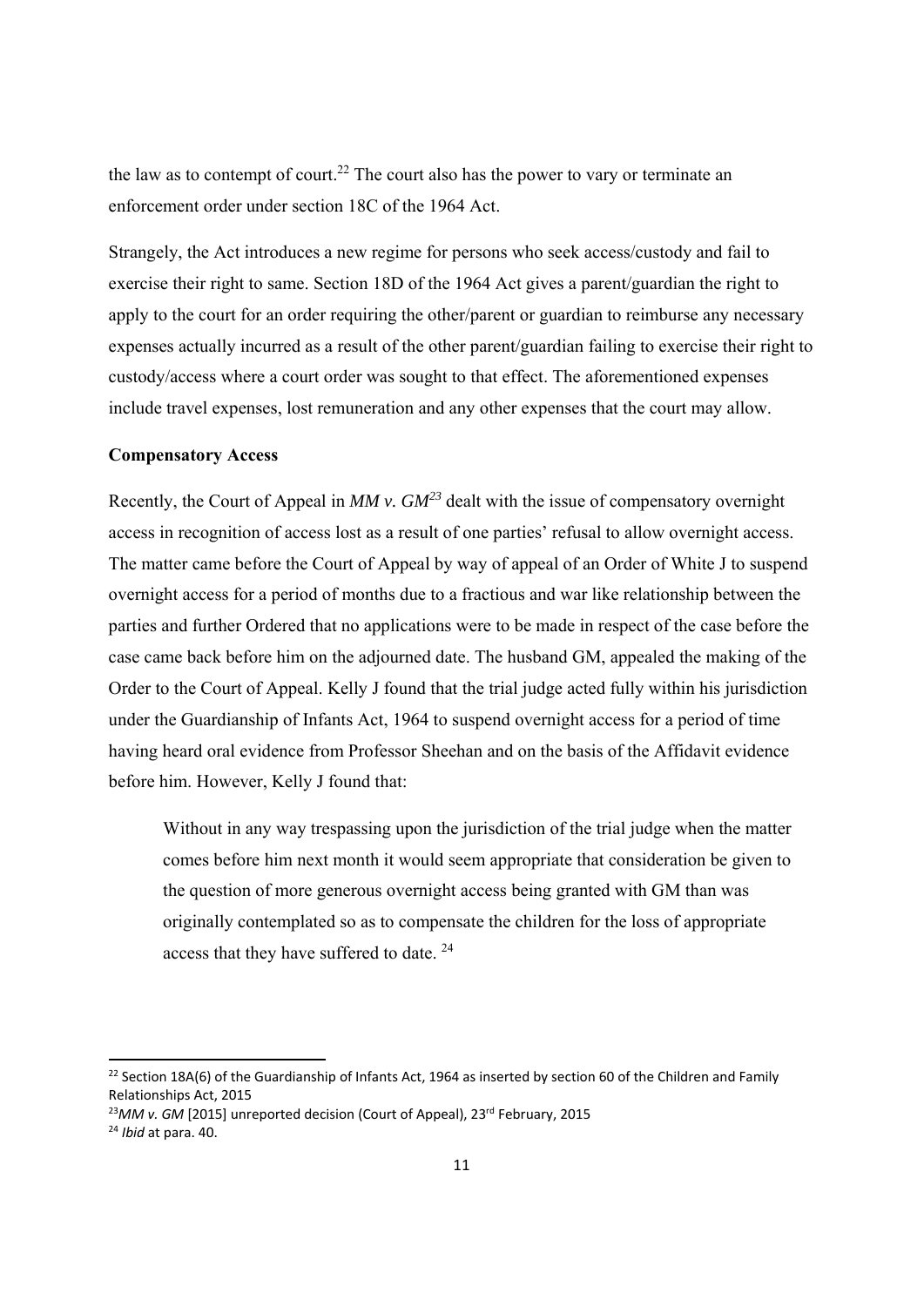the law as to contempt of court.[22] The court also has the power to vary or terminate an enforcement order under section 18C of the 1964 Act.

Strangely, the Act introduces a new regime for persons who seek access/custody and fail to exercise their right to same. Section 18D of the 1964 Act gives a parent/guardian the right to apply to the court for an order requiring the other/parent or guardian to reimburse any necessary expenses actually incurred as a result of the other parent/guardian failing to exercise their right to custody/access where a court order was sought to that effect. The aforementioned expenses include travel expenses, lost remuneration and any other expenses that the court may allow.

**Compensatory Access**

Recently, the Court of Appeal in *MM v. GM*[23] dealt with the issue of compensatory overnight access in recognition of access lost as a result of one parties' refusal to allow overnight access. The matter came before the Court of Appeal by way of appeal of an Order of White J to suspend overnight access for a period of months due to a fractious and war like relationship between the parties and further Ordered that no applications were to be made in respect of the case before the case came back before him on the adjourned date. The husband GM, appealed the making of the Order to the Court of Appeal. Kelly J found that the trial judge acted fully within his jurisdiction under the Guardianship of Infants Act, 1964 to suspend overnight access for a period of time having heard oral evidence from Professor Sheehan and on the basis of the Affidavit evidence before him. However, Kelly J found that:

> Without in any way trespassing upon the jurisdiction of the trial judge when the matter comes before him next month it would seem appropriate that consideration be given to the question of more generous overnight access being granted with GM than was originally contemplated so as to compensate the children for the loss of appropriate access that they have suffered to date. [24]

---

[22] Section 18A(6) of the Guardianship of Infants Act, 1964 as inserted by section 60 of the Children and Family Relationships Act, 2015

[23] *MM v. GM* [2015] unreported decision (Court of Appeal), 23rd February, 2015

[24] *Ibid* at para. 40.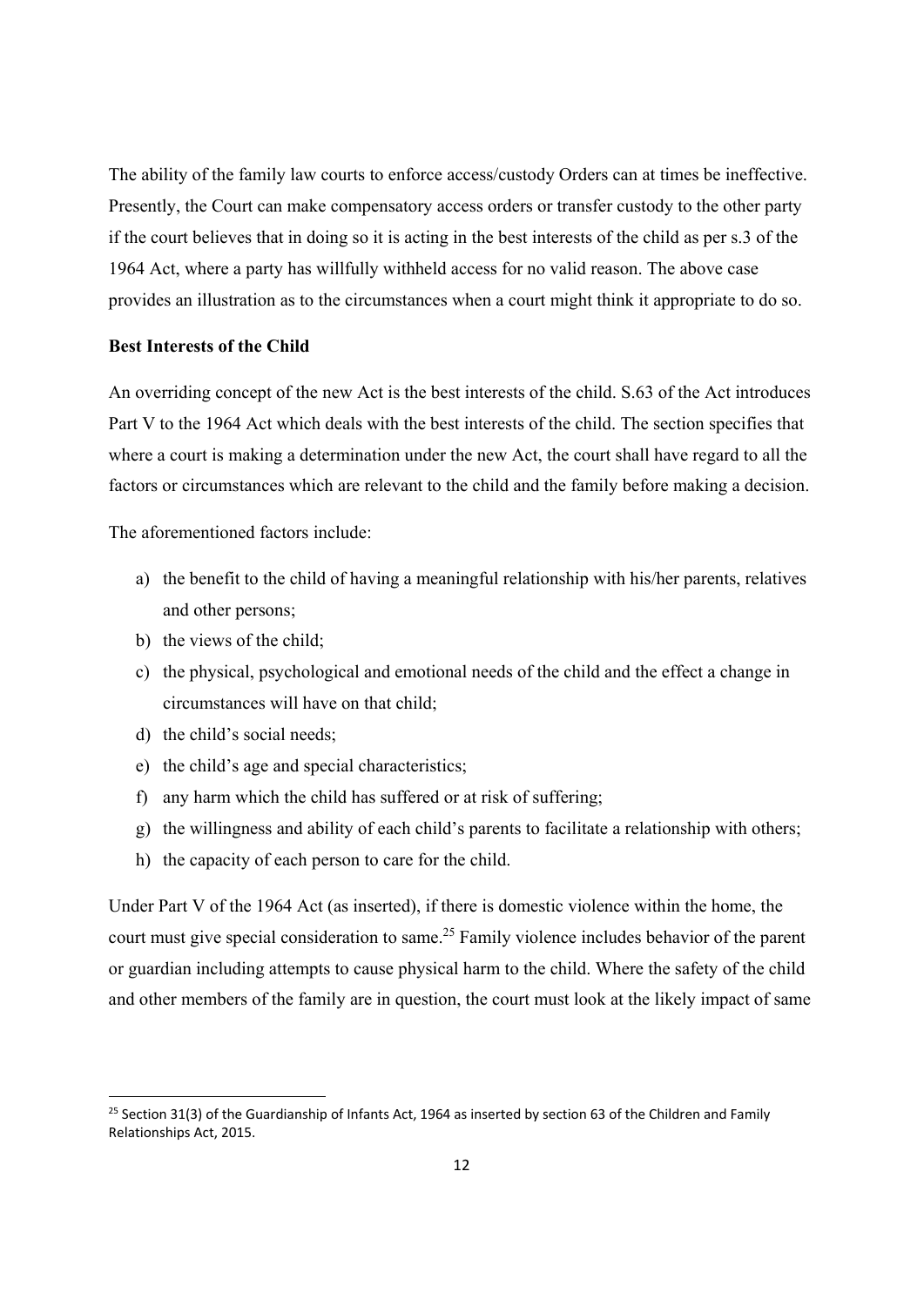The ability of the family law courts to enforce access/custody Orders can at times be ineffective. Presently, the Court can make compensatory access orders or transfer custody to the other party if the court believes that in doing so it is acting in the best interests of the child as per s.3 of the 1964 Act, where a party has willfully withheld access for no valid reason. The above case provides an illustration as to the circumstances when a court might think it appropriate to do so.

**Best Interests of the Child**

An overriding concept of the new Act is the best interests of the child. S.63 of the Act introduces Part V to the 1964 Act which deals with the best interests of the child. The section specifies that where a court is making a determination under the new Act, the court shall have regard to all the factors or circumstances which are relevant to the child and the family before making a decision.

The aforementioned factors include:

a) the benefit to the child of having a meaningful relationship with his/her parents, relatives and other persons;
b) the views of the child;
c) the physical, psychological and emotional needs of the child and the effect a change in circumstances will have on that child;
d) the child's social needs;
e) the child's age and special characteristics;
f) any harm which the child has suffered or at risk of suffering;
g) the willingness and ability of each child's parents to facilitate a relationship with others;
h) the capacity of each person to care for the child.

Under Part V of the 1964 Act (as inserted), if there is domestic violence within the home, the court must give special consideration to same.[25] Family violence includes behavior of the parent or guardian including attempts to cause physical harm to the child. Where the safety of the child and other members of the family are in question, the court must look at the likely impact of same

[25] Section 31(3) of the Guardianship of Infants Act, 1964 as inserted by section 63 of the Children and Family Relationships Act, 2015.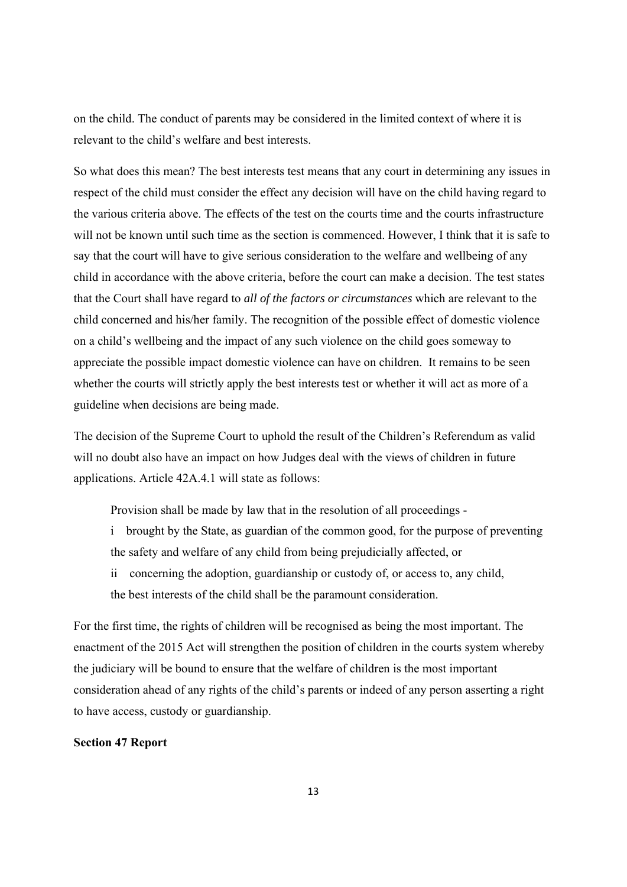on the child. The conduct of parents may be considered in the limited context of where it is relevant to the child's welfare and best interests.

So what does this mean? The best interests test means that any court in determining any issues in respect of the child must consider the effect any decision will have on the child having regard to the various criteria above. The effects of the test on the courts time and the courts infrastructure will not be known until such time as the section is commenced. However, I think that it is safe to say that the court will have to give serious consideration to the welfare and wellbeing of any child in accordance with the above criteria, before the court can make a decision. The test states that the Court shall have regard to *all of the factors or circumstances* which are relevant to the child concerned and his/her family. The recognition of the possible effect of domestic violence on a child's wellbeing and the impact of any such violence on the child goes someway to appreciate the possible impact domestic violence can have on children. It remains to be seen whether the courts will strictly apply the best interests test or whether it will act as more of a guideline when decisions are being made.

The decision of the Supreme Court to uphold the result of the Children's Referendum as valid will no doubt also have an impact on how Judges deal with the views of children in future applications. Article 42A.4.1 will state as follows:

> Provision shall be made by law that in the resolution of all proceedings -
>
> i brought by the State, as guardian of the common good, for the purpose of preventing the safety and welfare of any child from being prejudicially affected, or
>
> ii concerning the adoption, guardianship or custody of, or access to, any child,
>
> the best interests of the child shall be the paramount consideration.

For the first time, the rights of children will be recognised as being the most important. The enactment of the 2015 Act will strengthen the position of children in the courts system whereby the judiciary will be bound to ensure that the welfare of children is the most important consideration ahead of any rights of the child's parents or indeed of any person asserting a right to have access, custody or guardianship.

**Section 47 Report**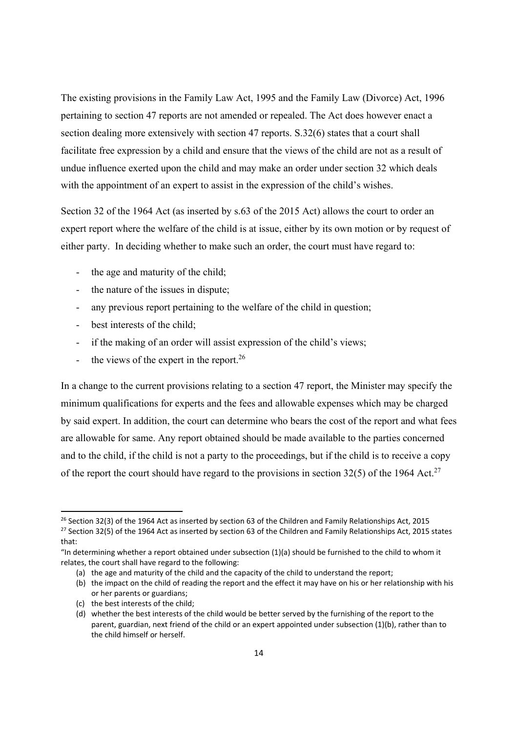The existing provisions in the Family Law Act, 1995 and the Family Law (Divorce) Act, 1996 pertaining to section 47 reports are not amended or repealed. The Act does however enact a section dealing more extensively with section 47 reports. S.32(6) states that a court shall facilitate free expression by a child and ensure that the views of the child are not as a result of undue influence exerted upon the child and may make an order under section 32 which deals with the appointment of an expert to assist in the expression of the child's wishes.

Section 32 of the 1964 Act (as inserted by s.63 of the 2015 Act) allows the court to order an expert report where the welfare of the child is at issue, either by its own motion or by request of either party. In deciding whether to make such an order, the court must have regard to:

- the age and maturity of the child;
- the nature of the issues in dispute;
- any previous report pertaining to the welfare of the child in question;
- best interests of the child;
- if the making of an order will assist expression of the child's views;
- the views of the expert in the report.[26]

In a change to the current provisions relating to a section 47 report, the Minister may specify the minimum qualifications for experts and the fees and allowable expenses which may be charged by said expert. In addition, the court can determine who bears the cost of the report and what fees are allowable for same. Any report obtained should be made available to the parties concerned and to the child, if the child is not a party to the proceedings, but if the child is to receive a copy of the report the court should have regard to the provisions in section 32(5) of the 1964 Act.[27]

---

[26] Section 32(3) of the 1964 Act as inserted by section 63 of the Children and Family Relationships Act, 2015

[27] Section 32(5) of the 1964 Act as inserted by section 63 of the Children and Family Relationships Act, 2015 states that:

"In determining whether a report obtained under subsection (1)(a) should be furnished to the child to whom it relates, the court shall have regard to the following:

(a) the age and maturity of the child and the capacity of the child to understand the report;
(b) the impact on the child of reading the report and the effect it may have on his or her relationship with his or her parents or guardians;
(c) the best interests of the child;
(d) whether the best interests of the child would be better served by the furnishing of the report to the parent, guardian, next friend of the child or an expert appointed under subsection (1)(b), rather than to the child himself or herself.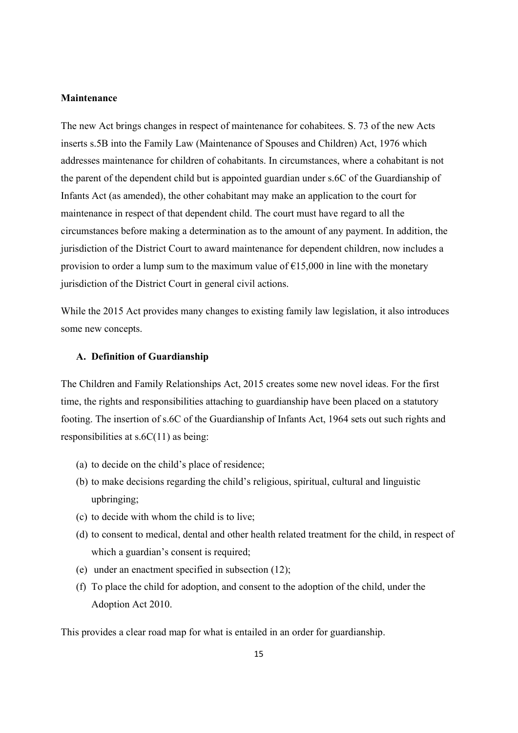**Maintenance**

The new Act brings changes in respect of maintenance for cohabitees. S. 73 of the new Acts inserts s.5B into the Family Law (Maintenance of Spouses and Children) Act, 1976 which addresses maintenance for children of cohabitants. In circumstances, where a cohabitant is not the parent of the dependent child but is appointed guardian under s.6C of the Guardianship of Infants Act (as amended), the other cohabitant may make an application to the court for maintenance in respect of that dependent child. The court must have regard to all the circumstances before making a determination as to the amount of any payment. In addition, the jurisdiction of the District Court to award maintenance for dependent children, now includes a provision to order a lump sum to the maximum value of €15,000 in line with the monetary jurisdiction of the District Court in general civil actions.

While the 2015 Act provides many changes to existing family law legislation, it also introduces some new concepts.

**A. Definition of Guardianship**

The Children and Family Relationships Act, 2015 creates some new novel ideas. For the first time, the rights and responsibilities attaching to guardianship have been placed on a statutory footing. The insertion of s.6C of the Guardianship of Infants Act, 1964 sets out such rights and responsibilities at s.6C(11) as being:

(a) to decide on the child's place of residence;
(b) to make decisions regarding the child's religious, spiritual, cultural and linguistic upbringing;
(c) to decide with whom the child is to live;
(d) to consent to medical, dental and other health related treatment for the child, in respect of which a guardian's consent is required;
(e) under an enactment specified in subsection (12);
(f) To place the child for adoption, and consent to the adoption of the child, under the Adoption Act 2010.

This provides a clear road map for what is entailed in an order for guardianship.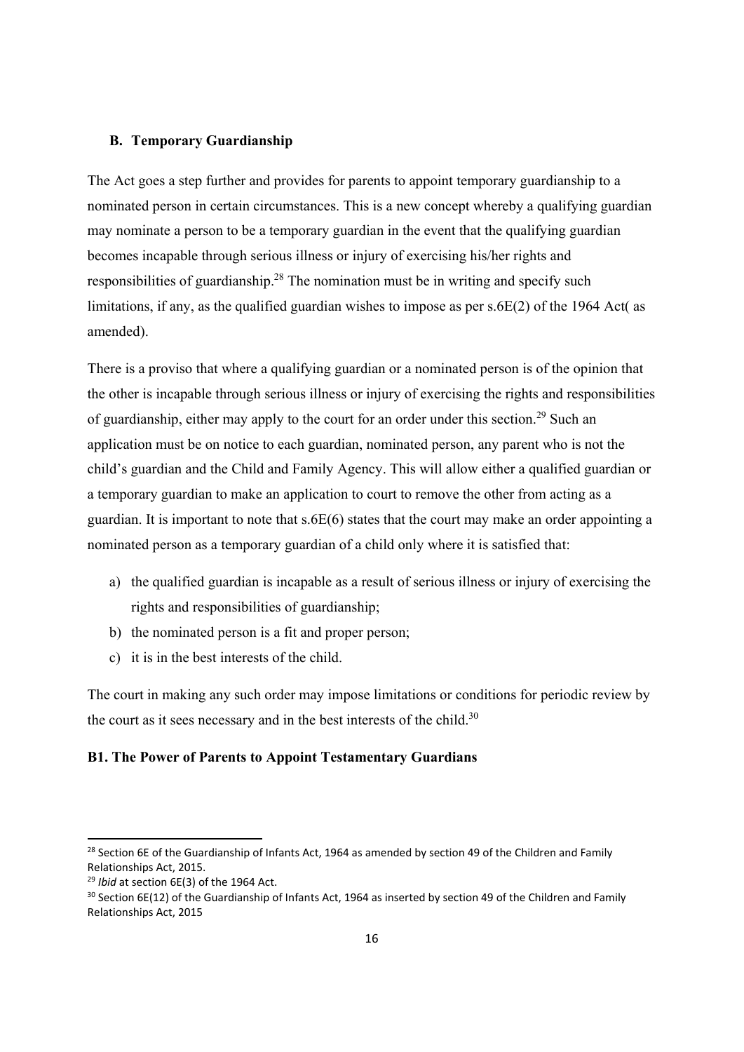### B. Temporary Guardianship

The Act goes a step further and provides for parents to appoint temporary guardianship to a nominated person in certain circumstances. This is a new concept whereby a qualifying guardian may nominate a person to be a temporary guardian in the event that the qualifying guardian becomes incapable through serious illness or injury of exercising his/her rights and responsibilities of guardianship.[28] The nomination must be in writing and specify such limitations, if any, as the qualified guardian wishes to impose as per s.6E(2) of the 1964 Act( as amended).

There is a proviso that where a qualifying guardian or a nominated person is of the opinion that the other is incapable through serious illness or injury of exercising the rights and responsibilities of guardianship, either may apply to the court for an order under this section.[29] Such an application must be on notice to each guardian, nominated person, any parent who is not the child's guardian and the Child and Family Agency. This will allow either a qualified guardian or a temporary guardian to make an application to court to remove the other from acting as a guardian. It is important to note that s.6E(6) states that the court may make an order appointing a nominated person as a temporary guardian of a child only where it is satisfied that:

a) the qualified guardian is incapable as a result of serious illness or injury of exercising the rights and responsibilities of guardianship;
b) the nominated person is a fit and proper person;
c) it is in the best interests of the child.

The court in making any such order may impose limitations or conditions for periodic review by the court as it sees necessary and in the best interests of the child.[30]

#### B1. The Power of Parents to Appoint Testamentary Guardians

---

[28] Section 6E of the Guardianship of Infants Act, 1964 as amended by section 49 of the Children and Family Relationships Act, 2015.

[29] *Ibid* at section 6E(3) of the 1964 Act.

[30] Section 6E(12) of the Guardianship of Infants Act, 1964 as inserted by section 49 of the Children and Family Relationships Act, 2015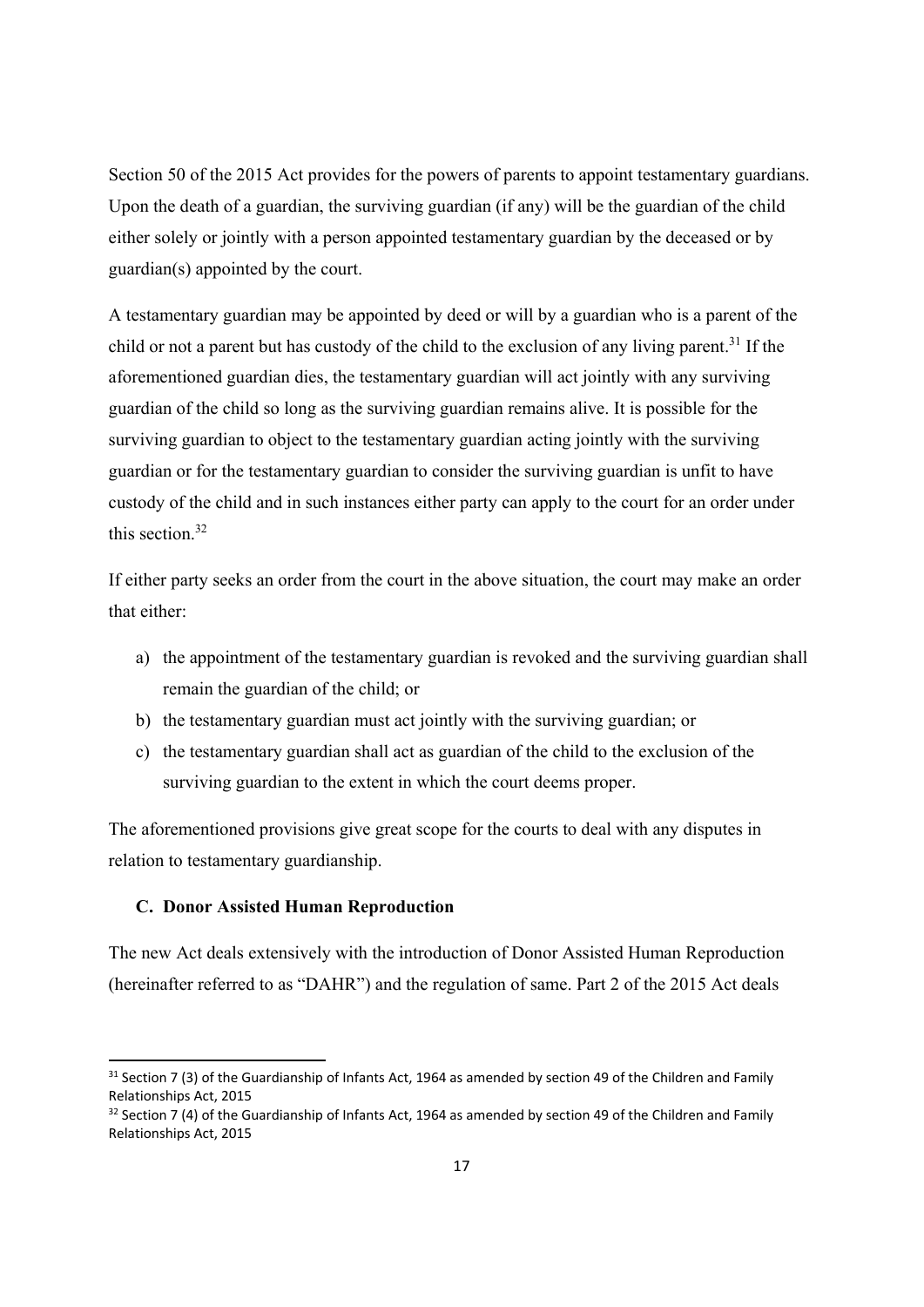Section 50 of the 2015 Act provides for the powers of parents to appoint testamentary guardians. Upon the death of a guardian, the surviving guardian (if any) will be the guardian of the child either solely or jointly with a person appointed testamentary guardian by the deceased or by guardian(s) appointed by the court.

A testamentary guardian may be appointed by deed or will by a guardian who is a parent of the child or not a parent but has custody of the child to the exclusion of any living parent.[31] If the aforementioned guardian dies, the testamentary guardian will act jointly with any surviving guardian of the child so long as the surviving guardian remains alive. It is possible for the surviving guardian to object to the testamentary guardian acting jointly with the surviving guardian or for the testamentary guardian to consider the surviving guardian is unfit to have custody of the child and in such instances either party can apply to the court for an order under this section.[32]

If either party seeks an order from the court in the above situation, the court may make an order that either:

a) the appointment of the testamentary guardian is revoked and the surviving guardian shall remain the guardian of the child; or
b) the testamentary guardian must act jointly with the surviving guardian; or
c) the testamentary guardian shall act as guardian of the child to the exclusion of the surviving guardian to the extent in which the court deems proper.

The aforementioned provisions give great scope for the courts to deal with any disputes in relation to testamentary guardianship.

### C. Donor Assisted Human Reproduction

The new Act deals extensively with the introduction of Donor Assisted Human Reproduction (hereinafter referred to as "DAHR") and the regulation of same. Part 2 of the 2015 Act deals

---

[31] Section 7 (3) of the Guardianship of Infants Act, 1964 as amended by section 49 of the Children and Family Relationships Act, 2015

[32] Section 7 (4) of the Guardianship of Infants Act, 1964 as amended by section 49 of the Children and Family Relationships Act, 2015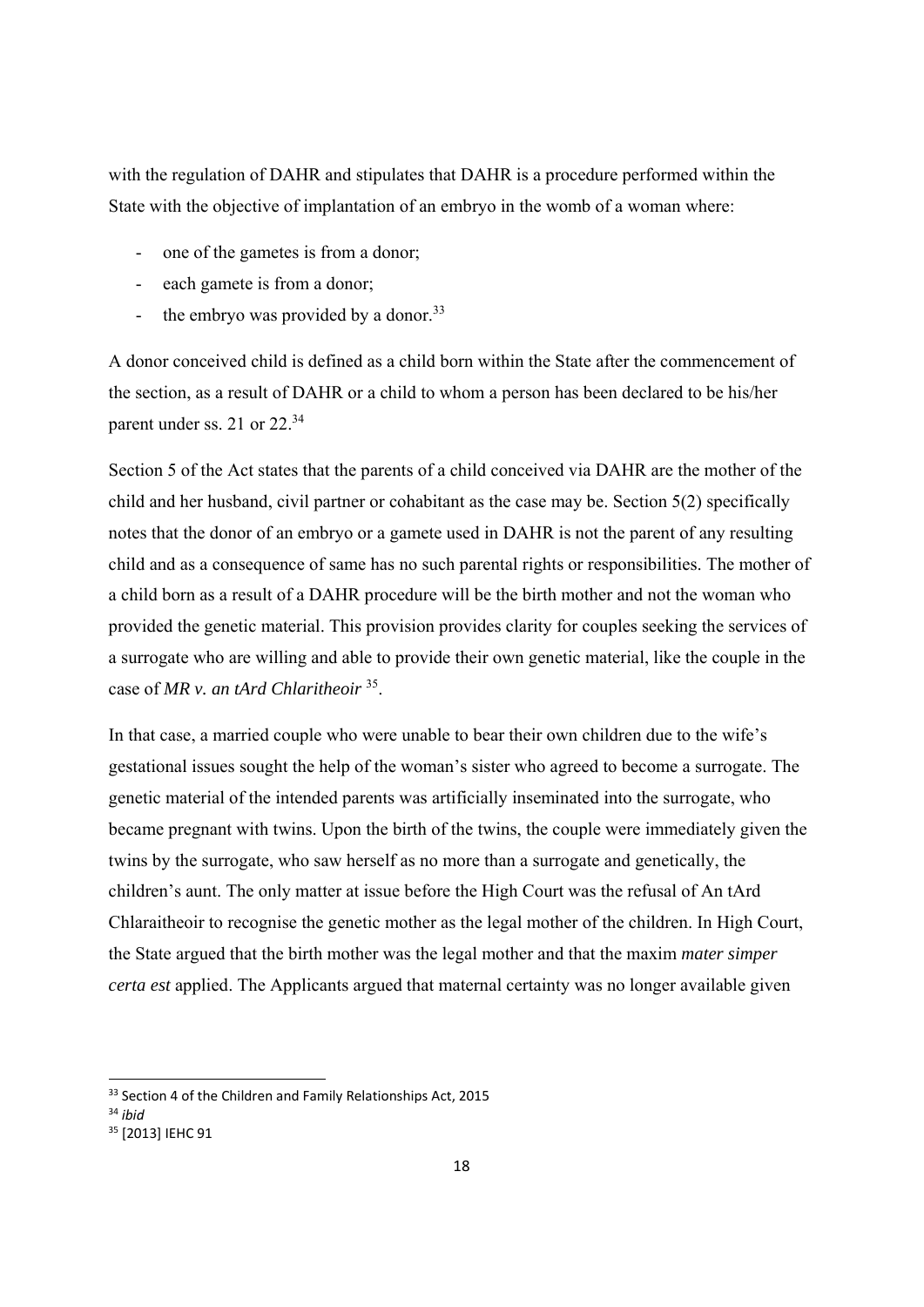with the regulation of DAHR and stipulates that DAHR is a procedure performed within the State with the objective of implantation of an embryo in the womb of a woman where:

- one of the gametes is from a donor;
- each gamete is from a donor;
- the embryo was provided by a donor.[33]

A donor conceived child is defined as a child born within the State after the commencement of the section, as a result of DAHR or a child to whom a person has been declared to be his/her parent under ss. 21 or 22.[34]

Section 5 of the Act states that the parents of a child conceived via DAHR are the mother of the child and her husband, civil partner or cohabitant as the case may be. Section 5(2) specifically notes that the donor of an embryo or a gamete used in DAHR is not the parent of any resulting child and as a consequence of same has no such parental rights or responsibilities. The mother of a child born as a result of a DAHR procedure will be the birth mother and not the woman who provided the genetic material. This provision provides clarity for couples seeking the services of a surrogate who are willing and able to provide their own genetic material, like the couple in the case of *MR v. an tArd Chlaritheoir* [35].

In that case, a married couple who were unable to bear their own children due to the wife's gestational issues sought the help of the woman's sister who agreed to become a surrogate. The genetic material of the intended parents was artificially inseminated into the surrogate, who became pregnant with twins. Upon the birth of the twins, the couple were immediately given the twins by the surrogate, who saw herself as no more than a surrogate and genetically, the children's aunt. The only matter at issue before the High Court was the refusal of An tArd Chlaraitheoir to recognise the genetic mother as the legal mother of the children. In High Court, the State argued that the birth mother was the legal mother and that the maxim *mater simper certa est* applied. The Applicants argued that maternal certainty was no longer available given

[33] Section 4 of the Children and Family Relationships Act, 2015

[34] *ibid*

[35] [2013] IEHC 91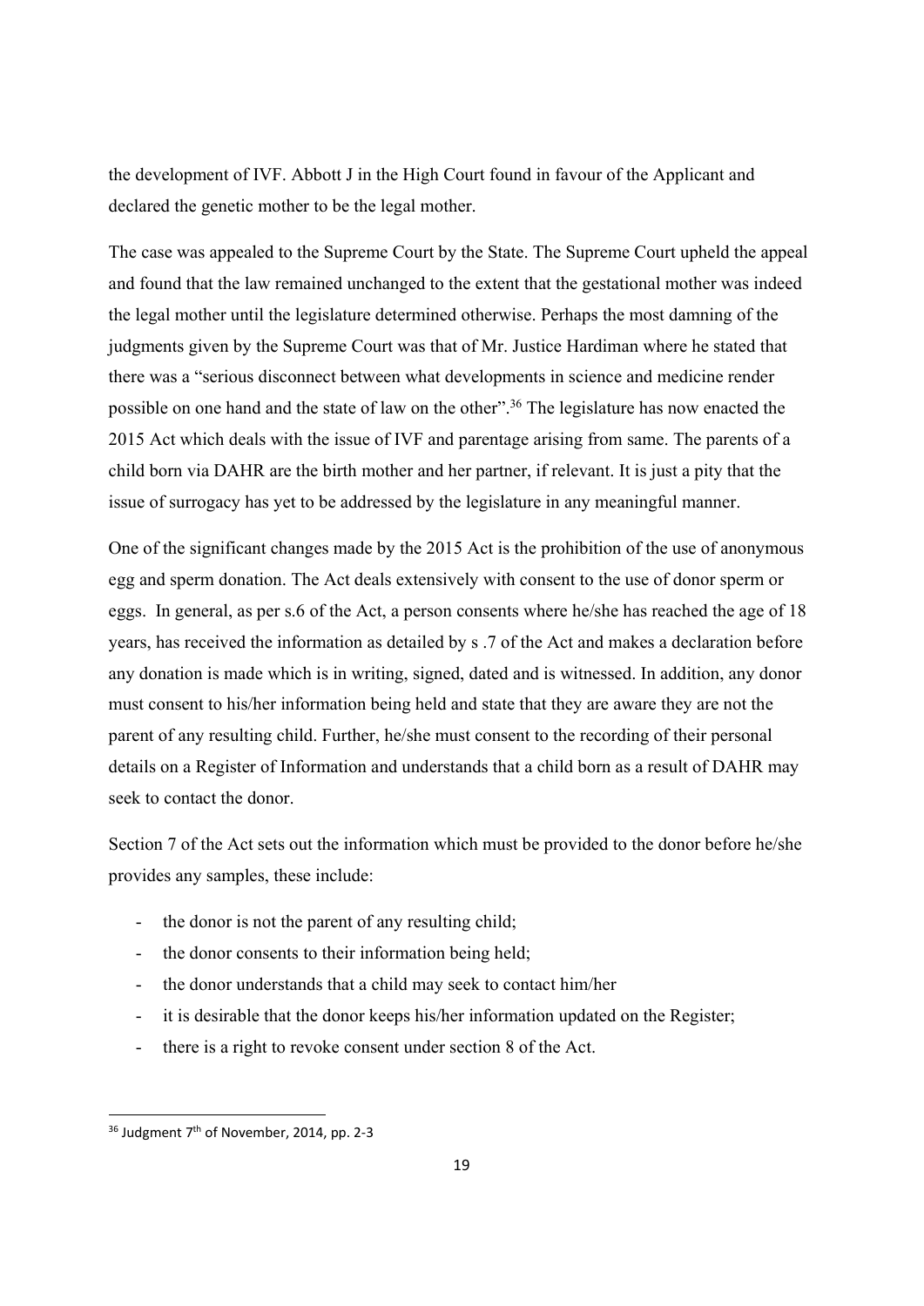the development of IVF. Abbott J in the High Court found in favour of the Applicant and declared the genetic mother to be the legal mother.

The case was appealed to the Supreme Court by the State. The Supreme Court upheld the appeal and found that the law remained unchanged to the extent that the gestational mother was indeed the legal mother until the legislature determined otherwise. Perhaps the most damning of the judgments given by the Supreme Court was that of Mr. Justice Hardiman where he stated that there was a "serious disconnect between what developments in science and medicine render possible on one hand and the state of law on the other".[36] The legislature has now enacted the 2015 Act which deals with the issue of IVF and parentage arising from same. The parents of a child born via DAHR are the birth mother and her partner, if relevant. It is just a pity that the issue of surrogacy has yet to be addressed by the legislature in any meaningful manner.

One of the significant changes made by the 2015 Act is the prohibition of the use of anonymous egg and sperm donation. The Act deals extensively with consent to the use of donor sperm or eggs. In general, as per s.6 of the Act, a person consents where he/she has reached the age of 18 years, has received the information as detailed by s .7 of the Act and makes a declaration before any donation is made which is in writing, signed, dated and is witnessed. In addition, any donor must consent to his/her information being held and state that they are aware they are not the parent of any resulting child. Further, he/she must consent to the recording of their personal details on a Register of Information and understands that a child born as a result of DAHR may seek to contact the donor.

Section 7 of the Act sets out the information which must be provided to the donor before he/she provides any samples, these include:

- the donor is not the parent of any resulting child;
- the donor consents to their information being held;
- the donor understands that a child may seek to contact him/her
- it is desirable that the donor keeps his/her information updated on the Register;
- there is a right to revoke consent under section 8 of the Act.

[36] Judgment 7th of November, 2014, pp. 2-3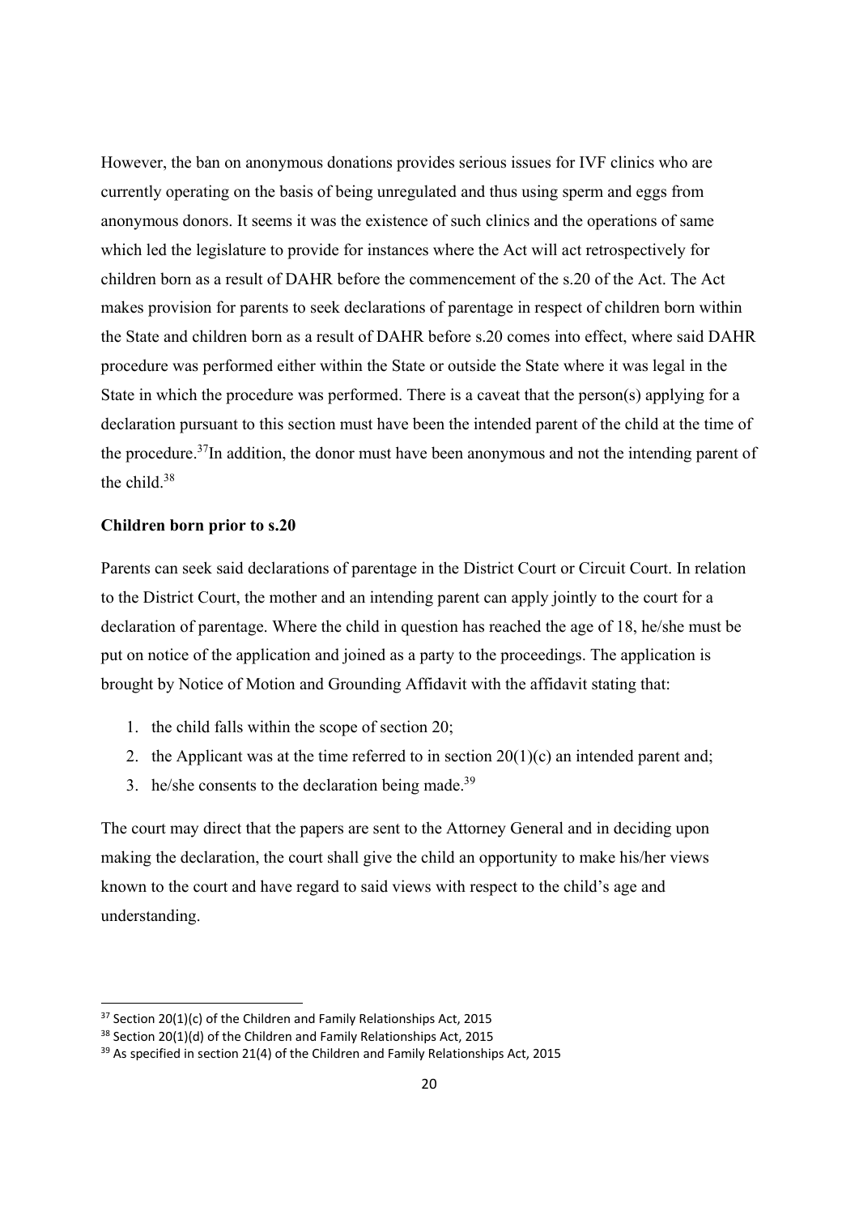However, the ban on anonymous donations provides serious issues for IVF clinics who are currently operating on the basis of being unregulated and thus using sperm and eggs from anonymous donors. It seems it was the existence of such clinics and the operations of same which led the legislature to provide for instances where the Act will act retrospectively for children born as a result of DAHR before the commencement of the s.20 of the Act. The Act makes provision for parents to seek declarations of parentage in respect of children born within the State and children born as a result of DAHR before s.20 comes into effect, where said DAHR procedure was performed either within the State or outside the State where it was legal in the State in which the procedure was performed. There is a caveat that the person(s) applying for a declaration pursuant to this section must have been the intended parent of the child at the time of the procedure.[37]In addition, the donor must have been anonymous and not the intending parent of the child.[38]

**Children born prior to s.20**

Parents can seek said declarations of parentage in the District Court or Circuit Court. In relation to the District Court, the mother and an intending parent can apply jointly to the court for a declaration of parentage. Where the child in question has reached the age of 18, he/she must be put on notice of the application and joined as a party to the proceedings. The application is brought by Notice of Motion and Grounding Affidavit with the affidavit stating that:

1. the child falls within the scope of section 20;
2. the Applicant was at the time referred to in section 20(1)(c) an intended parent and;
3. he/she consents to the declaration being made.[39]

The court may direct that the papers are sent to the Attorney General and in deciding upon making the declaration, the court shall give the child an opportunity to make his/her views known to the court and have regard to said views with respect to the child's age and understanding.

---

[37] Section 20(1)(c) of the Children and Family Relationships Act, 2015

[38] Section 20(1)(d) of the Children and Family Relationships Act, 2015

[39] As specified in section 21(4) of the Children and Family Relationships Act, 2015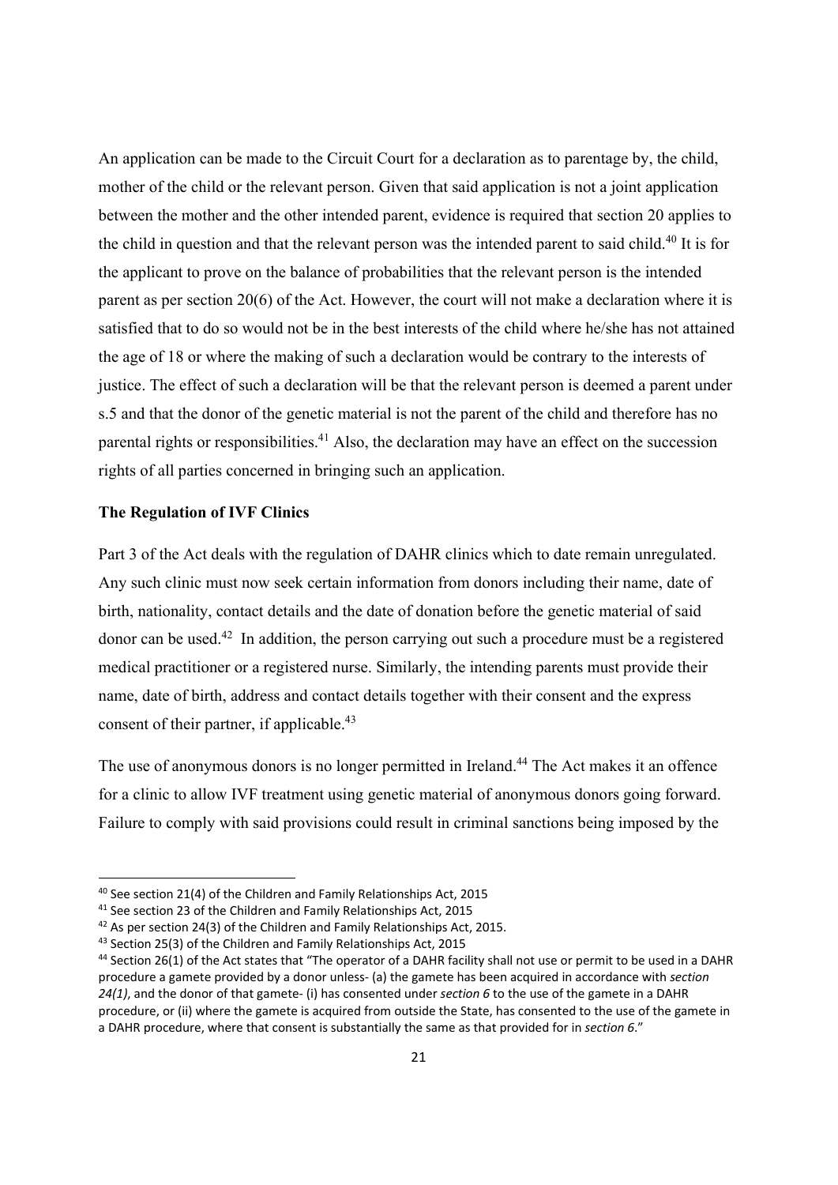An application can be made to the Circuit Court for a declaration as to parentage by, the child, mother of the child or the relevant person. Given that said application is not a joint application between the mother and the other intended parent, evidence is required that section 20 applies to the child in question and that the relevant person was the intended parent to said child.[40] It is for the applicant to prove on the balance of probabilities that the relevant person is the intended parent as per section 20(6) of the Act. However, the court will not make a declaration where it is satisfied that to do so would not be in the best interests of the child where he/she has not attained the age of 18 or where the making of such a declaration would be contrary to the interests of justice. The effect of such a declaration will be that the relevant person is deemed a parent under s.5 and that the donor of the genetic material is not the parent of the child and therefore has no parental rights or responsibilities.[41] Also, the declaration may have an effect on the succession rights of all parties concerned in bringing such an application.

**The Regulation of IVF Clinics**

Part 3 of the Act deals with the regulation of DAHR clinics which to date remain unregulated. Any such clinic must now seek certain information from donors including their name, date of birth, nationality, contact details and the date of donation before the genetic material of said donor can be used.[42] In addition, the person carrying out such a procedure must be a registered medical practitioner or a registered nurse. Similarly, the intending parents must provide their name, date of birth, address and contact details together with their consent and the express consent of their partner, if applicable.[43]

The use of anonymous donors is no longer permitted in Ireland.[44] The Act makes it an offence for a clinic to allow IVF treatment using genetic material of anonymous donors going forward. Failure to comply with said provisions could result in criminal sanctions being imposed by the

---

[40] See section 21(4) of the Children and Family Relationships Act, 2015

[41] See section 23 of the Children and Family Relationships Act, 2015

[42] As per section 24(3) of the Children and Family Relationships Act, 2015.

[43] Section 25(3) of the Children and Family Relationships Act, 2015

[44] Section 26(1) of the Act states that "The operator of a DAHR facility shall not use or permit to be used in a DAHR procedure a gamete provided by a donor unless- (a) the gamete has been acquired in accordance with *section 24(1)*, and the donor of that gamete- (i) has consented under *section 6* to the use of the gamete in a DAHR procedure, or (ii) where the gamete is acquired from outside the State, has consented to the use of the gamete in a DAHR procedure, where that consent is substantially the same as that provided for in *section 6*."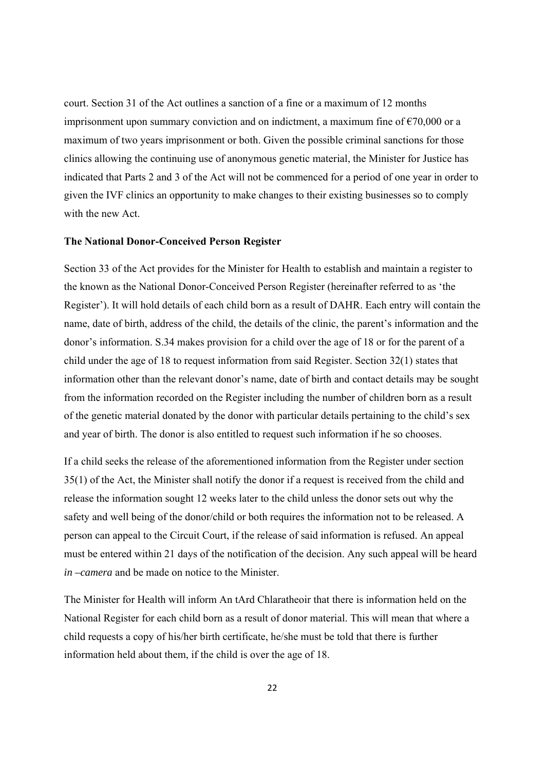court. Section 31 of the Act outlines a sanction of a fine or a maximum of 12 months imprisonment upon summary conviction and on indictment, a maximum fine of €70,000 or a maximum of two years imprisonment or both. Given the possible criminal sanctions for those clinics allowing the continuing use of anonymous genetic material, the Minister for Justice has indicated that Parts 2 and 3 of the Act will not be commenced for a period of one year in order to given the IVF clinics an opportunity to make changes to their existing businesses so to comply with the new Act.

**The National Donor-Conceived Person Register**

Section 33 of the Act provides for the Minister for Health to establish and maintain a register to the known as the National Donor-Conceived Person Register (hereinafter referred to as 'the Register'). It will hold details of each child born as a result of DAHR. Each entry will contain the name, date of birth, address of the child, the details of the clinic, the parent's information and the donor's information. S.34 makes provision for a child over the age of 18 or for the parent of a child under the age of 18 to request information from said Register. Section 32(1) states that information other than the relevant donor's name, date of birth and contact details may be sought from the information recorded on the Register including the number of children born as a result of the genetic material donated by the donor with particular details pertaining to the child's sex and year of birth. The donor is also entitled to request such information if he so chooses.

If a child seeks the release of the aforementioned information from the Register under section 35(1) of the Act, the Minister shall notify the donor if a request is received from the child and release the information sought 12 weeks later to the child unless the donor sets out why the safety and well being of the donor/child or both requires the information not to be released. A person can appeal to the Circuit Court, if the release of said information is refused. An appeal must be entered within 21 days of the notification of the decision. Any such appeal will be heard *in –camera* and be made on notice to the Minister.

The Minister for Health will inform An tArd Chlaratheoir that there is information held on the National Register for each child born as a result of donor material. This will mean that where a child requests a copy of his/her birth certificate, he/she must be told that there is further information held about them, if the child is over the age of 18.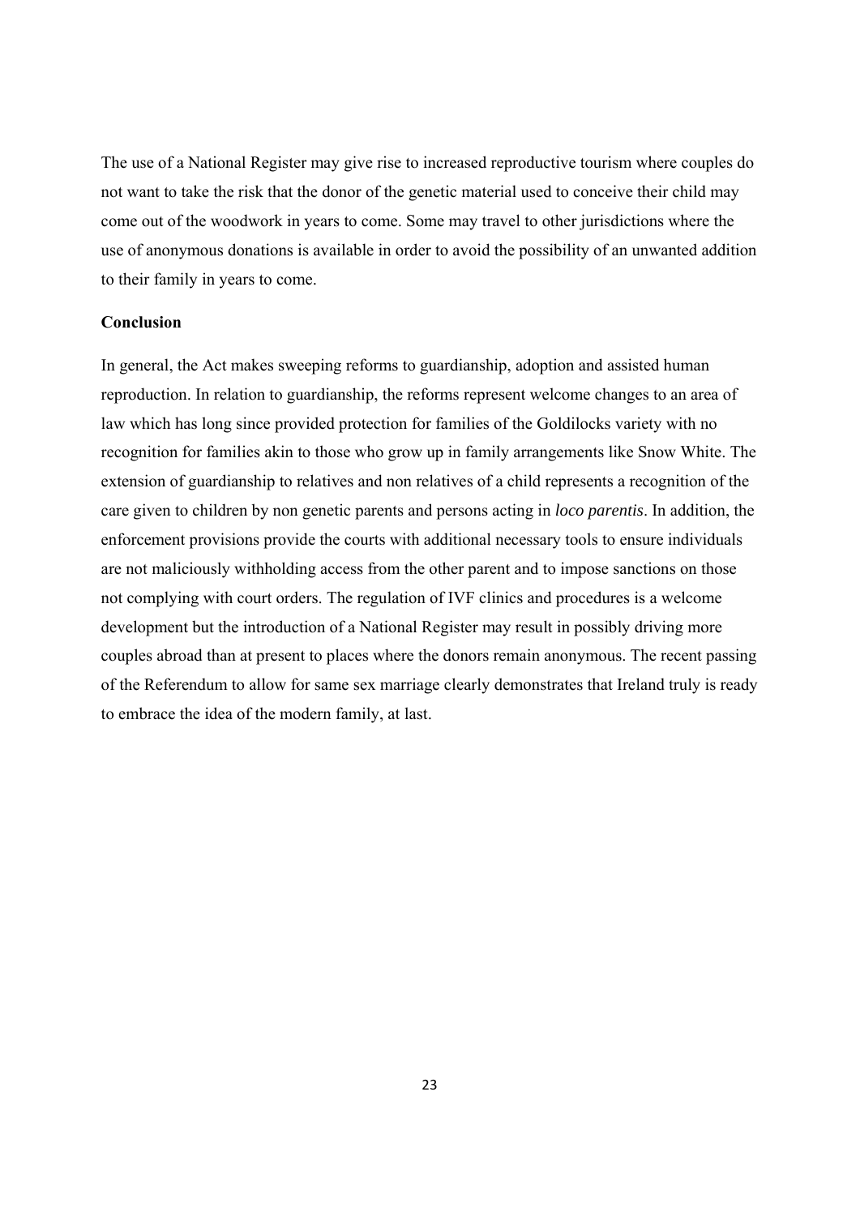The use of a National Register may give rise to increased reproductive tourism where couples do not want to take the risk that the donor of the genetic material used to conceive their child may come out of the woodwork in years to come. Some may travel to other jurisdictions where the use of anonymous donations is available in order to avoid the possibility of an unwanted addition to their family in years to come.

**Conclusion**

In general, the Act makes sweeping reforms to guardianship, adoption and assisted human reproduction. In relation to guardianship, the reforms represent welcome changes to an area of law which has long since provided protection for families of the Goldilocks variety with no recognition for families akin to those who grow up in family arrangements like Snow White. The extension of guardianship to relatives and non relatives of a child represents a recognition of the care given to children by non genetic parents and persons acting in *loco parentis*. In addition, the enforcement provisions provide the courts with additional necessary tools to ensure individuals are not maliciously withholding access from the other parent and to impose sanctions on those not complying with court orders. The regulation of IVF clinics and procedures is a welcome development but the introduction of a National Register may result in possibly driving more couples abroad than at present to places where the donors remain anonymous. The recent passing of the Referendum to allow for same sex marriage clearly demonstrates that Ireland truly is ready to embrace the idea of the modern family, at last.